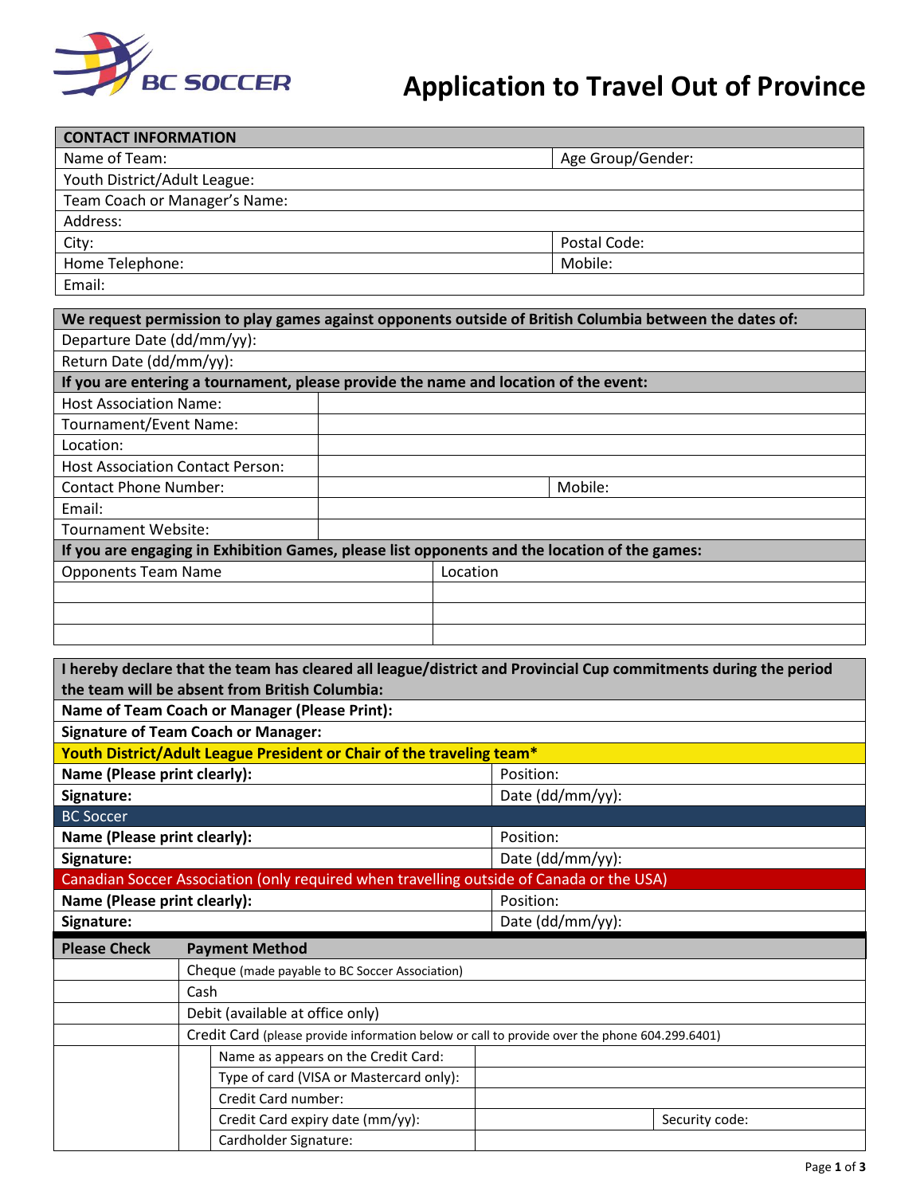BC SOCCER

# Application to Travel Out of Province

| CONTACT INFORMATION | |
|---|---|
| Name of Team: | Age Group/Gender: |
| Youth District/Adult League: | |
| Team Coach or Manager's Name: | |
| Address: | |
| City: | Postal Code: |
| Home Telephone: | Mobile: |
| Email: | |

| **We request permission to play games against opponents outside of British Columbia between the dates of:** | | |
|---|---|---|
| Departure Date (dd/mm/yy): | | |
| Return Date (dd/mm/yy): | | |
| **If you are entering a tournament, please provide the name and location of the event:** | | |
| Host Association Name: | | |
| Tournament/Event Name: | | |
| Location: | | |
| Host Association Contact Person: | | |
| Contact Phone Number: | | Mobile: |
| Email: | | |
| Tournament Website: | | |

**If you are engaging in Exhibition Games, please list opponents and the location of the games:**

| Opponents Team Name | Location |
|---|---|
| | |
| | |
| | |

| **I hereby declare that the team has cleared all league/district and Provincial Cup commitments during the period the team will be absent from British Columbia:** | |
|---|---|
| **Name of Team Coach or Manager (Please Print):** | |
| **Signature of Team Coach or Manager:** | |
| **Youth District/Adult League President or Chair of the traveling team*** | |
| **Name (Please print clearly):** | Position: |
| **Signature:** | Date (dd/mm/yy): |
| BC Soccer | |
| **Name (Please print clearly):** | Position: |
| **Signature:** | Date (dd/mm/yy): |
| Canadian Soccer Association (only required when travelling outside of Canada or the USA) | |
| **Name (Please print clearly):** | Position: |
| **Signature:** | Date (dd/mm/yy): |

| **Please Check** | **Payment Method** | | |
|---|---|---|---|
| | Cheque (made payable to BC Soccer Association) | | |
| | Cash | | |
| | Debit (available at office only) | | |
| | Credit Card (please provide information below or call to provide over the phone 604.299.6401) | | |
| | Name as appears on the Credit Card: | | |
| | Type of card (VISA or Mastercard only): | | |
| | Credit Card number: | | |
| | Credit Card expiry date (mm/yy): | | Security code: |
| | Cardholder Signature: | | |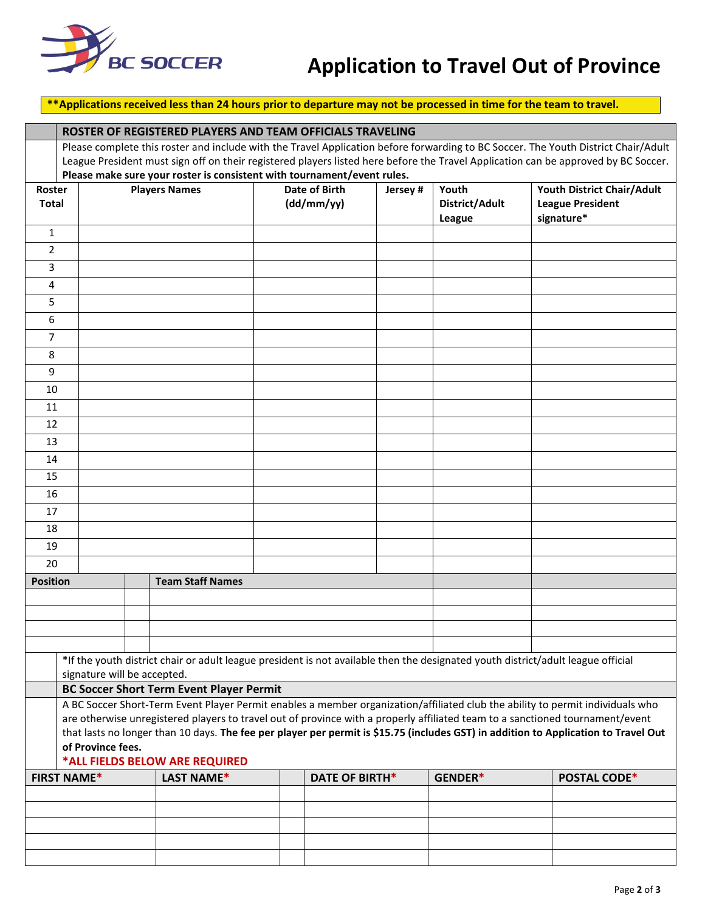BC SOCCER

# Application to Travel Out of Province

**\*\*Applications received less than 24 hours prior to departure may not be processed in time for the team to travel.**

## ROSTER OF REGISTERED PLAYERS AND TEAM OFFICIALS TRAVELING

Please complete this roster and include with the Travel Application before forwarding to BC Soccer. The Youth District Chair/Adult League President must sign off on their registered players listed here before the Travel Application can be approved by BC Soccer. **Please make sure your roster is consistent with tournament/event rules.**

| Roster Total | Players Names | Date of Birth (dd/mm/yy) | Jersey # | Youth District/Adult League | Youth District Chair/Adult League President signature* |
|---|---|---|---|---|---|
| 1 | | | | | |
| 2 | | | | | |
| 3 | | | | | |
| 4 | | | | | |
| 5 | | | | | |
| 6 | | | | | |
| 7 | | | | | |
| 8 | | | | | |
| 9 | | | | | |
| 10 | | | | | |
| 11 | | | | | |
| 12 | | | | | |
| 13 | | | | | |
| 14 | | | | | |
| 15 | | | | | |
| 16 | | | | | |
| 17 | | | | | |
| 18 | | | | | |
| 19 | | | | | |
| 20 | | | | | |

| Position | Team Staff Names | | |
|---|---|---|---|
| | | | |
| | | | |
| | | | |
| | | | |

*If the youth district chair or adult league president is not available then the designated youth district/adult league official signature will be accepted.

## BC Soccer Short Term Event Player Permit

A BC Soccer Short-Term Event Player Permit enables a member organization/affiliated club the ability to permit individuals who are otherwise unregistered players to travel out of province with a properly affiliated team to a sanctioned tournament/event that lasts no longer than 10 days. **The fee per player per permit is $15.75 (includes GST) in addition to Application to Travel Out of Province fees.**

***ALL FIELDS BELOW ARE REQUIRED**

| FIRST NAME* | LAST NAME* | DATE OF BIRTH* | GENDER* | POSTAL CODE* |
|---|---|---|---|---|
| | | | | |
| | | | | |
| | | | | |
| | | | | |
| | | | | |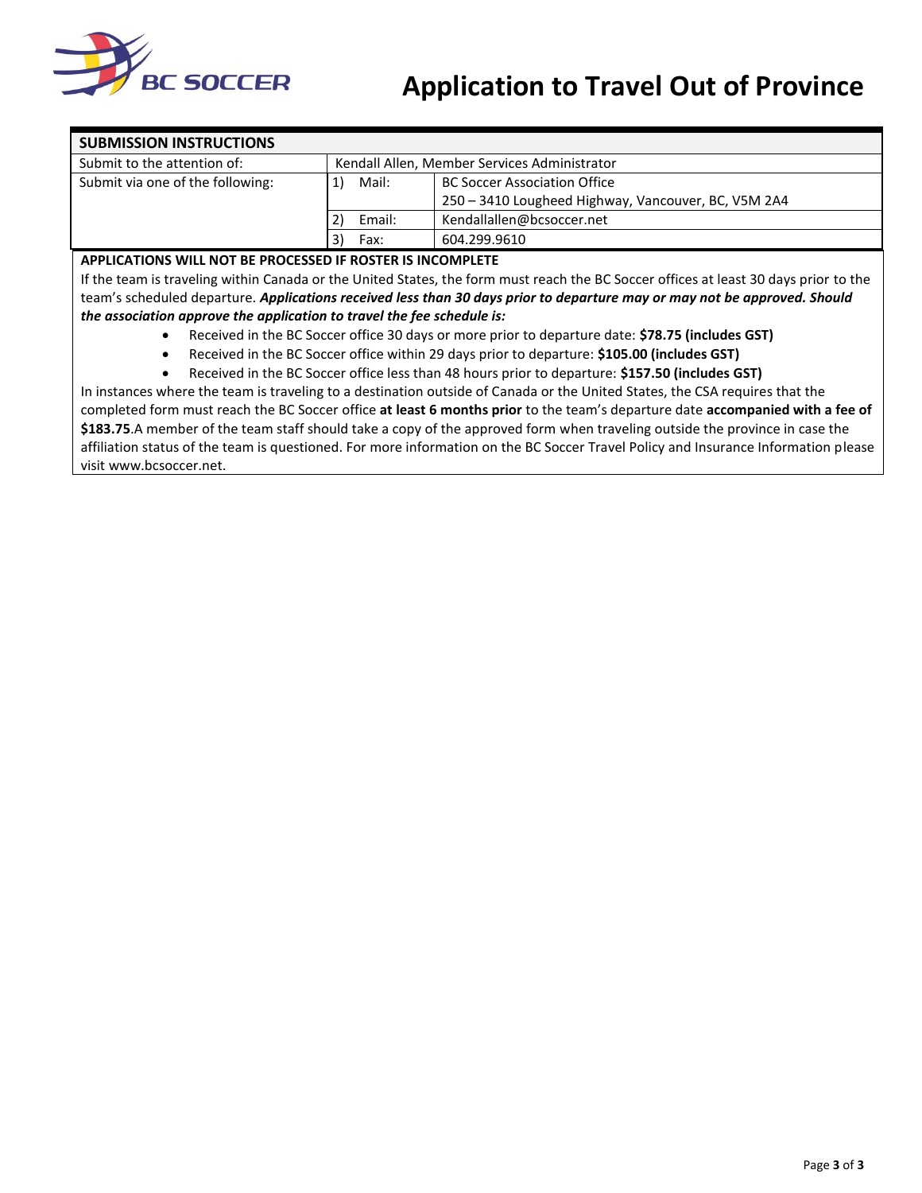# Application to Travel Out of Province

| SUBMISSION INSTRUCTIONS | | | |
|---|---|---|---|
| Submit to the attention of: | Kendall Allen, Member Services Administrator | | |
| Submit via one of the following: | 1) | Mail: | BC Soccer Association Office<br>250 – 3410 Lougheed Highway, Vancouver, BC, V5M 2A4 |
| | 2) | Email: | Kendallallen@bcsoccer.net |
| | 3) | Fax: | 604.299.9610 |

**APPLICATIONS WILL NOT BE PROCESSED IF ROSTER IS INCOMPLETE**

If the team is traveling within Canada or the United States, the form must reach the BC Soccer offices at least 30 days prior to the team's scheduled departure. ***Applications received less than 30 days prior to departure may or may not be approved. Should the association approve the application to travel the fee schedule is:***

- Received in the BC Soccer office 30 days or more prior to departure date: **$78.75 (includes GST)**
- Received in the BC Soccer office within 29 days prior to departure: **$105.00 (includes GST)**
- Received in the BC Soccer office less than 48 hours prior to departure: **$157.50 (includes GST)**

In instances where the team is traveling to a destination outside of Canada or the United States, the CSA requires that the completed form must reach the BC Soccer office **at least 6 months prior** to the team's departure date **accompanied with a fee of $183.75**.A member of the team staff should take a copy of the approved form when traveling outside the province in case the affiliation status of the team is questioned. For more information on the BC Soccer Travel Policy and Insurance Information please visit www.bcsoccer.net.